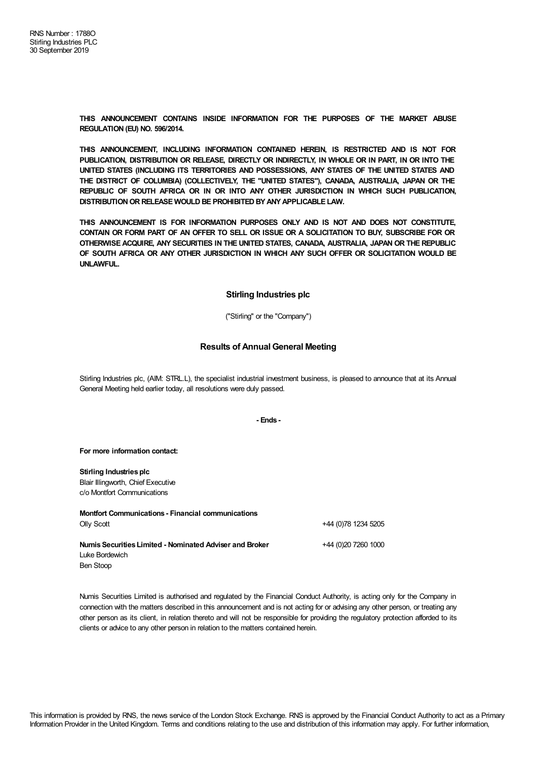RNS Number : 1788O
Stirling Industries PLC
30 September 2019

**THIS ANNOUNCEMENT CONTAINS INSIDE INFORMATION FOR THE PURPOSES OF THE MARKET ABUSE REGULATION (EU) NO. 596/2014.**

**THIS ANNOUNCEMENT, INCLUDING INFORMATION CONTAINED HEREIN, IS RESTRICTED AND IS NOT FOR PUBLICATION, DISTRIBUTION OR RELEASE, DIRECTLY OR INDIRECTLY, IN WHOLE OR IN PART, IN OR INTO THE UNITED STATES (INCLUDING ITS TERRITORIES AND POSSESSIONS, ANY STATES OF THE UNITED STATES AND THE DISTRICT OF COLUMBIA) (COLLECTIVELY, THE "UNITED STATES"), CANADA, AUSTRALIA, JAPAN OR THE REPUBLIC OF SOUTH AFRICA OR IN OR INTO ANY OTHER JURISDICTION IN WHICH SUCH PUBLICATION, DISTRIBUTION OR RELEASE WOULD BE PROHIBITED BY ANY APPLICABLE LAW.**

**THIS ANNOUNCEMENT IS FOR INFORMATION PURPOSES ONLY AND IS NOT AND DOES NOT CONSTITUTE, CONTAIN OR FORM PART OF AN OFFER TO SELL OR ISSUE OR A SOLICITATION TO BUY, SUBSCRIBE FOR OR OTHERWISE ACQUIRE, ANY SECURITIES IN THE UNITED STATES, CANADA, AUSTRALIA, JAPAN OR THE REPUBLIC OF SOUTH AFRICA OR ANY OTHER JURISDICTION IN WHICH ANY SUCH OFFER OR SOLICITATION WOULD BE UNLAWFUL.**

## Stirling Industries plc

("Stirling" or the "Company")

## Results of Annual General Meeting

Stirling Industries plc, (AIM: STRL.L), the specialist industrial investment business, is pleased to announce that at its Annual General Meeting held earlier today, all resolutions were duly passed.

**- Ends -**

**For more information contact:**

**Stirling Industries plc**
Blair Illingworth, Chief Executive
c/o Montfort Communications

| | |
|---|---|
| **Montfort Communications - Financial communications** | |
| Olly Scott | +44 (0)78 1234 5205 |
| | |
| **Numis Securities Limited - Nominated Adviser and Broker** | +44 (0)20 7260 1000 |
| Luke Bordewich | |
| Ben Stoop | |

Numis Securities Limited is authorised and regulated by the Financial Conduct Authority, is acting only for the Company in connection with the matters described in this announcement and is not acting for or advising any other person, or treating any other person as its client, in relation thereto and will not be responsible for providing the regulatory protection afforded to its clients or advice to any other person in relation to the matters contained herein.

This information is provided by RNS, the news service of the London Stock Exchange. RNS is approved by the Financial Conduct Authority to act as a Primary Information Provider in the United Kingdom. Terms and conditions relating to the use and distribution of this information may apply. For further information,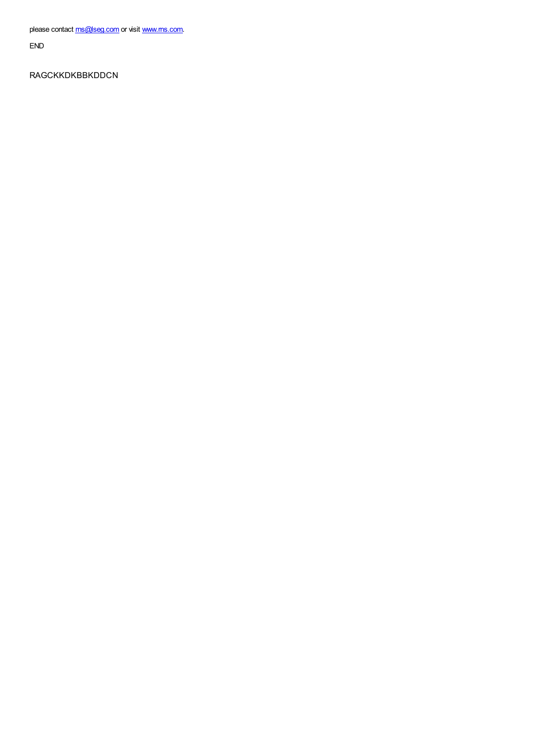please contact [rns@lseg.com](mailto:rns@lseg.com) or visit [www.rns.com](http://www.rns.com).

END

RAGCKKDKBBKDDCN